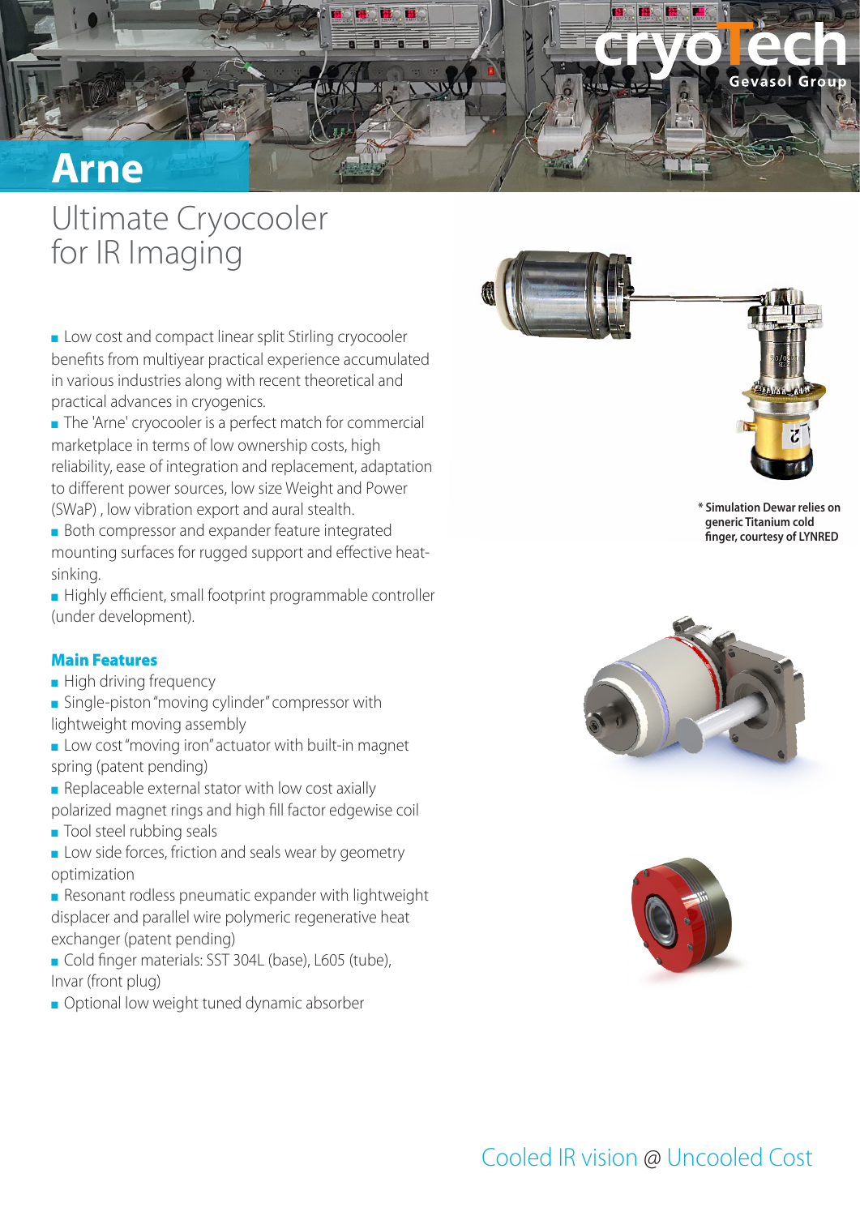# Arne

## Ultimate Cryocooler for IR Imaging

- Low cost and compact linear split Stirling cryocooler benefits from multiyear practical experience accumulated in various industries along with recent theoretical and practical advances in cryogenics.
- The 'Arne' cryocooler is a perfect match for commercial marketplace in terms of low ownership costs, high reliability, ease of integration and replacement, adaptation to different power sources, low size Weight and Power (SWaP) , low vibration export and aural stealth.
- Both compressor and expander feature integrated mounting surfaces for rugged support and effective heat-sinking.
- Highly efficient, small footprint programmable controller (under development).

### Main Features

- High driving frequency
- Single-piston "moving cylinder" compressor with lightweight moving assembly
- Low cost "moving iron" actuator with built-in magnet spring (patent pending)
- Replaceable external stator with low cost axially polarized magnet rings and high fill factor edgewise coil
- Tool steel rubbing seals
- Low side forces, friction and seals wear by geometry optimization
- Resonant rodless pneumatic expander with lightweight displacer and parallel wire polymeric regenerative heat exchanger (patent pending)
- Cold finger materials: SST 304L (base), L605 (tube), Invar (front plug)
- Optional low weight tuned dynamic absorber

**\* Simulation Dewar relies on generic Titanium cold finger, courtesy of LYNRED**

Cooled IR vision @ Uncooled Cost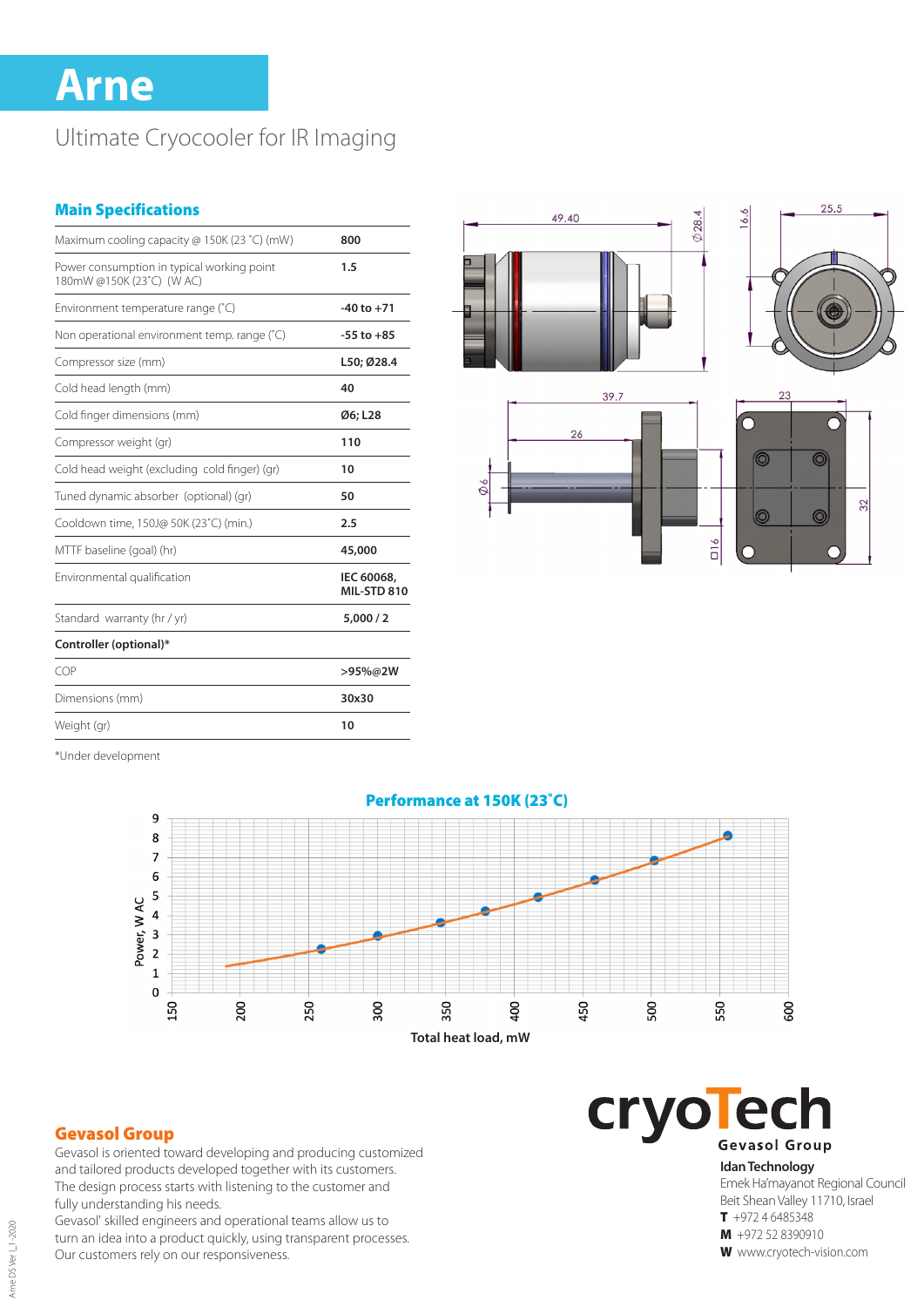# Arne

## Ultimate Cryocooler for IR Imaging

### Main Specifications

| | |
|---|---|
| Maximum cooling capacity @ 150K (23 °C) (mW) | **800** |
| Power consumption in typical working point 180mW @150K (23°C) (W AC) | **1.5** |
| Environment temperature range (°C) | **-40 to +71** |
| Non operational environment temp. range (°C) | **-55 to +85** |
| Compressor size (mm) | **L50; Ø28.4** |
| Cold head length (mm) | **40** |
| Cold finger dimensions (mm) | **Ø6; L28** |
| Compressor weight (gr) | **110** |
| Cold head weight (excluding cold finger) (gr) | **10** |
| Tuned dynamic absorber (optional) (gr) | **50** |
| Cooldown time, 150J@ 50K (23°C) (min.) | **2.5** |
| MTTF baseline (goal) (hr) | **45,000** |
| Environmental qualification | **IEC 60068, MIL-STD 810** |
| Standard warranty (hr / yr) | **5,000 / 2** |
| **Controller (optional)*** | |
| COP | **>95%@2W** |
| Dimensions (mm) | **30x30** |
| Weight (gr) | **10** |

*Under development

49.40
Ø28.4
16.6
25.5
39.7
26
Ø6
23
□16
32

**Performance at 150K (23˚C)**

Power, W AC
9
8
7
6
5
4
3
2
1
0

150 200 250 300 350 400 450 500 550 600

Total heat load, mW

### Gevasol Group

Gevasol is oriented toward developing and producing customized and tailored products developed together with its customers. The design process starts with listening to the customer and fully understanding his needs.
Gevasol' skilled engineers and operational teams allow us to turn an idea into a product quickly, using transparent processes. Our customers rely on our responsiveness.

**cryoTech**
Gevasol Group

**Idan Technology**
Emek Ha'mayanot Regional Council
Beit Shean Valley 11710, Israel
**T** +972 4 6485348
**M** +972 52 8390910
**W** www.cryotech-vision.com

Arne DS Ver_1-2020